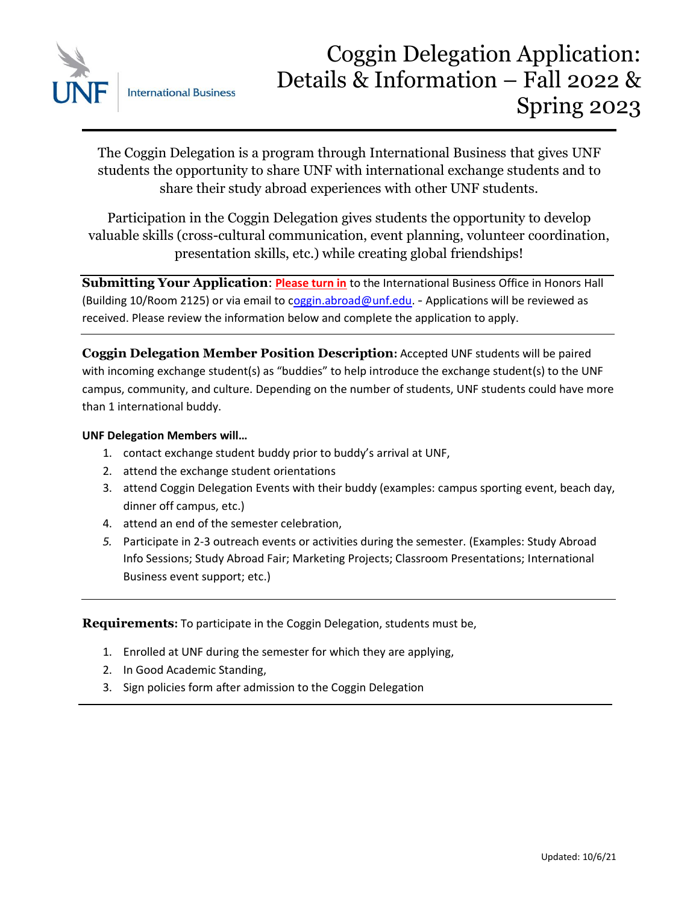UNF International Business

# Coggin Delegation Application: Details & Information – Fall 2022 & Spring 2023

The Coggin Delegation is a program through International Business that gives UNF students the opportunity to share UNF with international exchange students and to share their study abroad experiences with other UNF students.

Participation in the Coggin Delegation gives students the opportunity to develop valuable skills (cross-cultural communication, event planning, volunteer coordination, presentation skills, etc.) while creating global friendships!

**Submitting Your Application**: **Please turn in** to the International Business Office in Honors Hall (Building 10/Room 2125) or via email to coggin.abroad@unf.edu. - Applications will be reviewed as received. Please review the information below and complete the application to apply.

**Coggin Delegation Member Position Description:** Accepted UNF students will be paired with incoming exchange student(s) as "buddies" to help introduce the exchange student(s) to the UNF campus, community, and culture. Depending on the number of students, UNF students could have more than 1 international buddy.

**UNF Delegation Members will…**

1. contact exchange student buddy prior to buddy's arrival at UNF,
2. attend the exchange student orientations
3. attend Coggin Delegation Events with their buddy (examples: campus sporting event, beach day, dinner off campus, etc.)
4. attend an end of the semester celebration,
5. Participate in 2-3 outreach events or activities during the semester. (Examples: Study Abroad Info Sessions; Study Abroad Fair; Marketing Projects; Classroom Presentations; International Business event support; etc.)

**Requirements:** To participate in the Coggin Delegation, students must be,

1. Enrolled at UNF during the semester for which they are applying,
2. In Good Academic Standing,
3. Sign policies form after admission to the Coggin Delegation

Updated: 10/6/21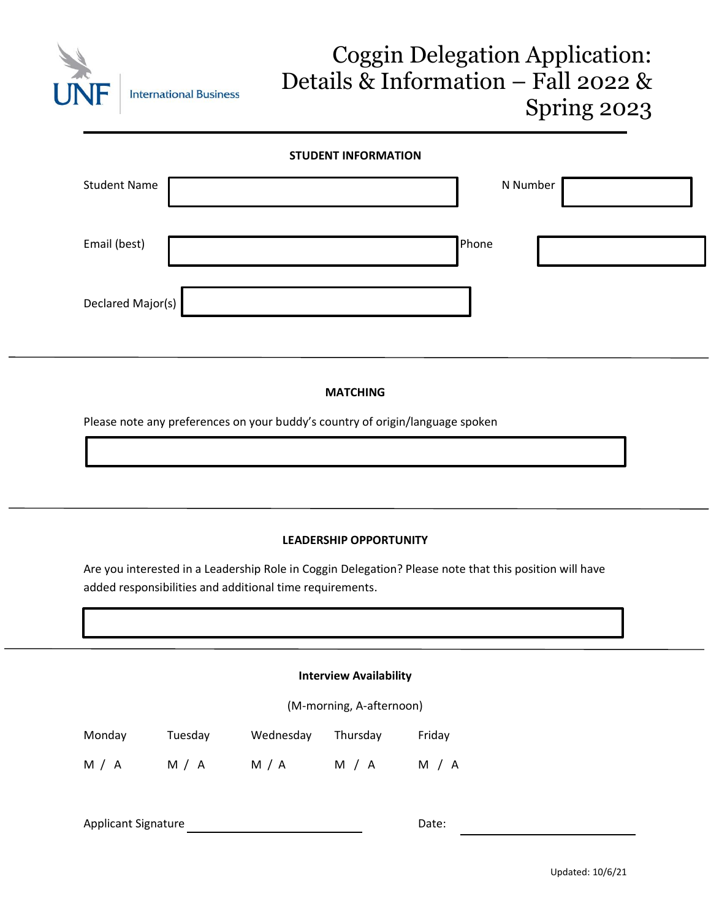UNF International Business

# Coggin Delegation Application: Details & Information – Fall 2022 & Spring 2023

---

**STUDENT INFORMATION**

Student Name

N Number

Email (best)

Phone

Declared Major(s)

---

**MATCHING**

Please note any preferences on your buddy's country of origin/language spoken

---

**LEADERSHIP OPPORTUNITY**

Are you interested in a Leadership Role in Coggin Delegation? Please note that this position will have added responsibilities and additional time requirements.

---

**Interview Availability**

(M-morning, A-afternoon)

| Monday | Tuesday | Wednesday | Thursday | Friday |
|---|---|---|---|---|
| M / A | M / A | M / A | M / A | M / A |

Applicant Signature ______________________ Date: ______________________

Updated: 10/6/21